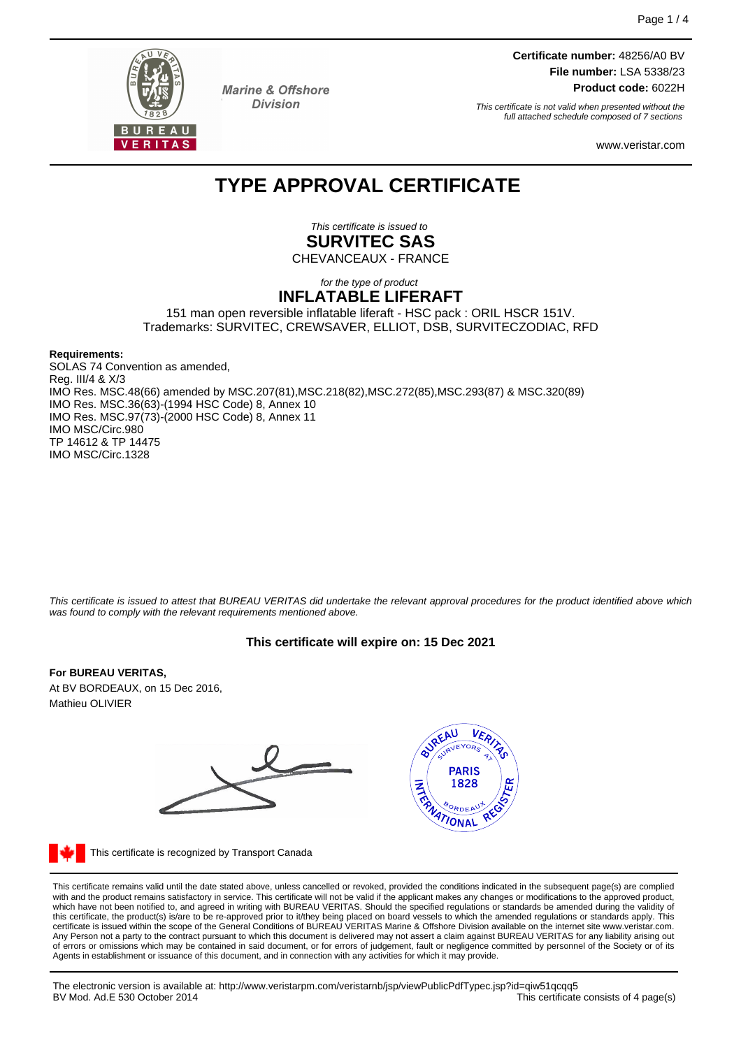Marine & Offshore Division

**Certificate number:** 48256/A0 BV
**File number:** LSA 5338/23
**Product code:** 6022H

*This certificate is not valid when presented without the full attached schedule composed of 7 sections*

www.veristar.com

# TYPE APPROVAL CERTIFICATE

*This certificate is issued to*

**SURVITEC SAS**

CHEVANCEAUX - FRANCE

*for the type of product*

**INFLATABLE LIFERAFT**

151 man open reversible inflatable liferaft - HSC pack : ORIL HSCR 151V.
Trademarks: SURVITEC, CREWSAVER, ELLIOT, DSB, SURVITECZODIAC, RFD

**Requirements:**
SOLAS 74 Convention as amended,
Reg. III/4 & X/3
IMO Res. MSC.48(66) amended by MSC.207(81),MSC.218(82),MSC.272(85),MSC.293(87) & MSC.320(89)
IMO Res. MSC.36(63)-(1994 HSC Code) 8, Annex 10
IMO Res. MSC.97(73)-(2000 HSC Code) 8, Annex 11
IMO MSC/Circ.980
TP 14612 & TP 14475
IMO MSC/Circ.1328

*This certificate is issued to attest that BUREAU VERITAS did undertake the relevant approval procedures for the product identified above which was found to comply with the relevant requirements mentioned above.*

**This certificate will expire on: 15 Dec 2021**

**For BUREAU VERITAS,**
At BV BORDEAUX, on 15 Dec 2016,
Mathieu OLIVIER

This certificate is recognized by Transport Canada

This certificate remains valid until the date stated above, unless cancelled or revoked, provided the conditions indicated in the subsequent page(s) are complied with and the product remains satisfactory in service. This certificate will not be valid if the applicant makes any changes or modifications to the approved product, which have not been notified to, and agreed in writing with BUREAU VERITAS. Should the specified regulations or standards be amended during the validity of this certificate, the product(s) is/are to be re-approved prior to it/they being placed on board vessels to which the amended regulations or standards apply. This certificate is issued within the scope of the General Conditions of BUREAU VERITAS Marine & Offshore Division available on the internet site www.veristar.com. Any Person not a party to the contract pursuant to which this document is delivered may not assert a claim against BUREAU VERITAS for any liability arising out of errors or omissions which may be contained in said document, or for errors of judgement, fault or negligence committed by personnel of the Society or of its Agents in establishment or issuance of this document, and in connection with any activities for which it may provide.

The electronic version is available at: http://www.veristarpm.com/veristarnb/jsp/viewPublicPdfTypec.jsp?id=qiw51qcqq5
BV Mod. Ad.E 530 October 2014 — This certificate consists of 4 page(s)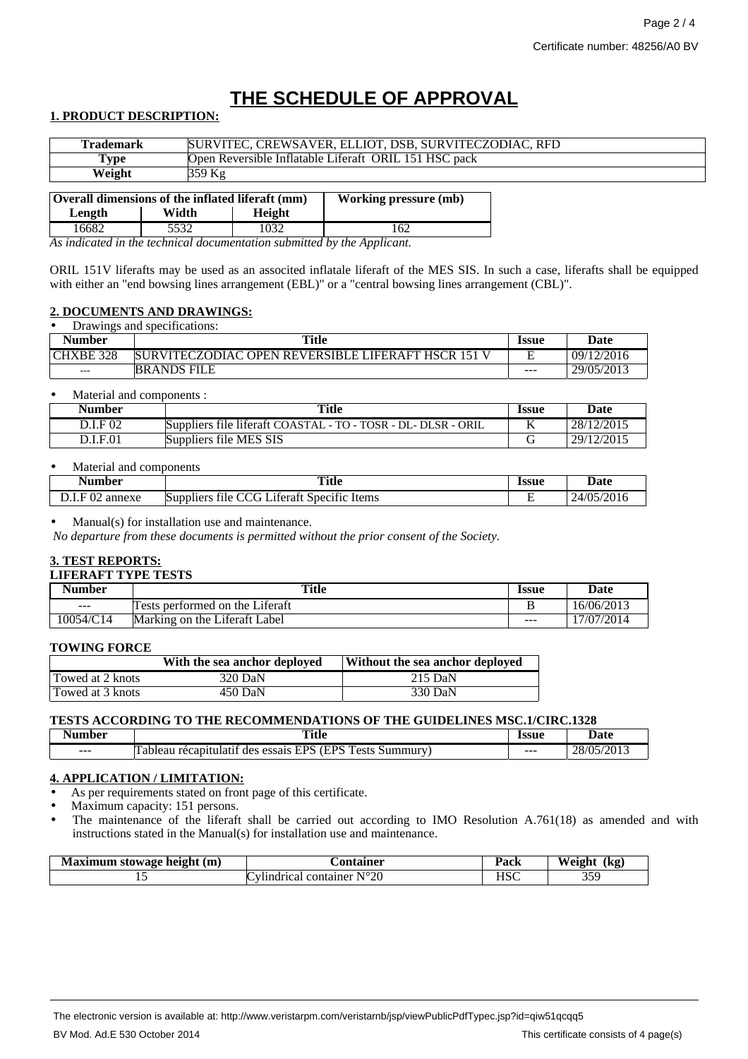# THE SCHEDULE OF APPROVAL

## 1. PRODUCT DESCRIPTION:

| Trademark | SURVITEC, CREWSAVER, ELLIOT, DSB, SURVITECZODIAC, RFD |
|---|---|
| Type | Open Reversible Inflatable Liferaft ORIL 151 HSC pack |
| Weight | 359 Kg |

| Overall dimensions of the inflated liferaft (mm) | | | Working pressure (mb) |
|---|---|---|---|
| Length | Width | Height | |
| 16682 | 5532 | 1032 | 162 |

*As indicated in the technical documentation submitted by the Applicant.*

ORIL 151V liferafts may be used as an associted inflatale liferaft of the MES SIS. In such a case, liferafts shall be equipped with either an "end bowsing lines arrangement (EBL)" or a "central bowsing lines arrangement (CBL)".

## 2. DOCUMENTS AND DRAWINGS:

- Drawings and specifications:

| Number | Title | Issue | Date |
|---|---|---|---|
| CHXBE 328 | SURVITECZODIAC OPEN REVERSIBLE LIFERAFT HSCR 151 V | E | 09/12/2016 |
| --- | BRANDS FILE | --- | 29/05/2013 |

- Material and components :

| Number | Title | Issue | Date |
|---|---|---|---|
| D.I.F 02 | Suppliers file liferaft COASTAL - TO - TOSR - DL- DLSR - ORIL | K | 28/12/2015 |
| D.I.F.01 | Suppliers file MES SIS | G | 29/12/2015 |

- Material and components

| Number | Title | Issue | Date |
|---|---|---|---|
| D.I.F 02 annexe | Suppliers file CCG Liferaft Specific Items | E | 24/05/2016 |

- Manual(s) for installation use and maintenance.

*No departure from these documents is permitted without the prior consent of the Society.*

## 3. TEST REPORTS:

**LIFERAFT TYPE TESTS**

| Number | Title | Issue | Date |
|---|---|---|---|
| --- | Tests performed on the Liferaft | B | 16/06/2013 |
| 10054/C14 | Marking on the Liferaft Label | --- | 17/07/2014 |

**TOWING FORCE**

| | With the sea anchor deployed | Without the sea anchor deployed |
|---|---|---|
| Towed at 2 knots | 320 DaN | 215 DaN |
| Towed at 3 knots | 450 DaN | 330 DaN |

**TESTS ACCORDING TO THE RECOMMENDATIONS OF THE GUIDELINES MSC.1/CIRC.1328**

| Number | Title | Issue | Date |
|---|---|---|---|
| --- | Tableau récapitulatif des essais EPS (EPS Tests Summury) | --- | 28/05/2013 |

## 4. APPLICATION / LIMITATION:

- As per requirements stated on front page of this certificate.
- Maximum capacity: 151 persons.
- The maintenance of the liferaft shall be carried out according to IMO Resolution A.761(18) as amended and with instructions stated in the Manual(s) for installation use and maintenance.

| Maximum stowage height (m) | Container | Pack | Weight (kg) |
|---|---|---|---|
| 15 | Cylindrical container N°20 | HSC | 359 |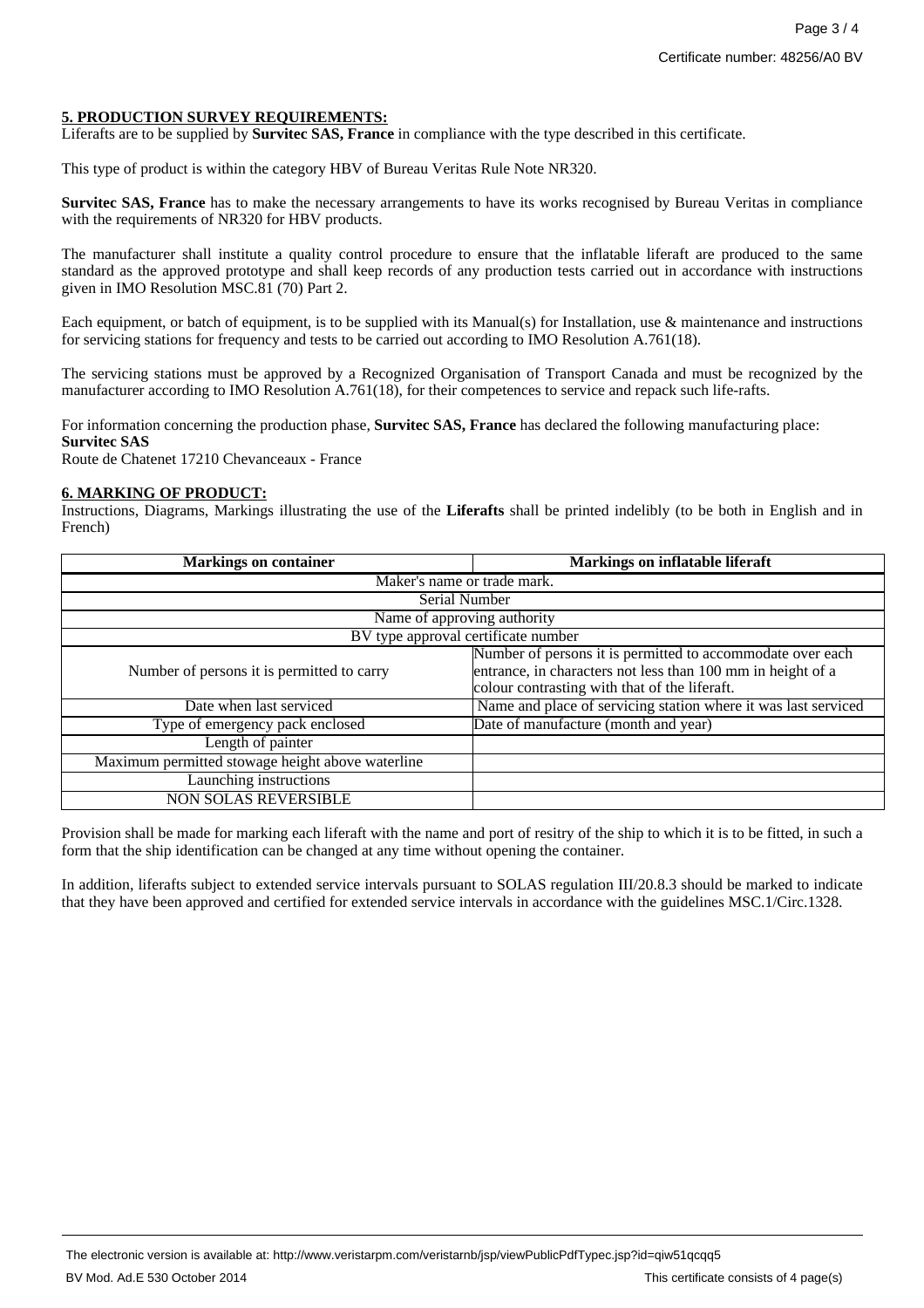**5. PRODUCTION SURVEY REQUIREMENTS:**

Liferafts are to be supplied by **Survitec SAS, France** in compliance with the type described in this certificate.

This type of product is within the category HBV of Bureau Veritas Rule Note NR320.

**Survitec SAS, France** has to make the necessary arrangements to have its works recognised by Bureau Veritas in compliance with the requirements of NR320 for HBV products.

The manufacturer shall institute a quality control procedure to ensure that the inflatable liferaft are produced to the same standard as the approved prototype and shall keep records of any production tests carried out in accordance with instructions given in IMO Resolution MSC.81 (70) Part 2.

Each equipment, or batch of equipment, is to be supplied with its Manual(s) for Installation, use & maintenance and instructions for servicing stations for frequency and tests to be carried out according to IMO Resolution A.761(18).

The servicing stations must be approved by a Recognized Organisation of Transport Canada and must be recognized by the manufacturer according to IMO Resolution A.761(18), for their competences to service and repack such life-rafts.

For information concerning the production phase, **Survitec SAS, France** has declared the following manufacturing place:
**Survitec SAS**
Route de Chatenet 17210 Chevanceaux - France

**6. MARKING OF PRODUCT:**

Instructions, Diagrams, Markings illustrating the use of the **Liferafts** shall be printed indelibly (to be both in English and in French)

| Markings on container | Markings on inflatable liferaft |
|---|---|
| Maker's name or trade mark. | |
| Serial Number | |
| Name of approving authority | |
| BV type approval certificate number | |
| Number of persons it is permitted to carry | Number of persons it is permitted to accommodate over each entrance, in characters not less than 100 mm in height of a colour contrasting with that of the liferaft. |
| Date when last serviced | Name and place of servicing station where it was last serviced |
| Type of emergency pack enclosed | Date of manufacture (month and year) |
| Length of painter | |
| Maximum permitted stowage height above waterline | |
| Launching instructions | |
| NON SOLAS REVERSIBLE | |

Provision shall be made for marking each liferaft with the name and port of resitry of the ship to which it is to be fitted, in such a form that the ship identification can be changed at any time without opening the container.

In addition, liferafts subject to extended service intervals pursuant to SOLAS regulation III/20.8.3 should be marked to indicate that they have been approved and certified for extended service intervals in accordance with the guidelines MSC.1/Circ.1328.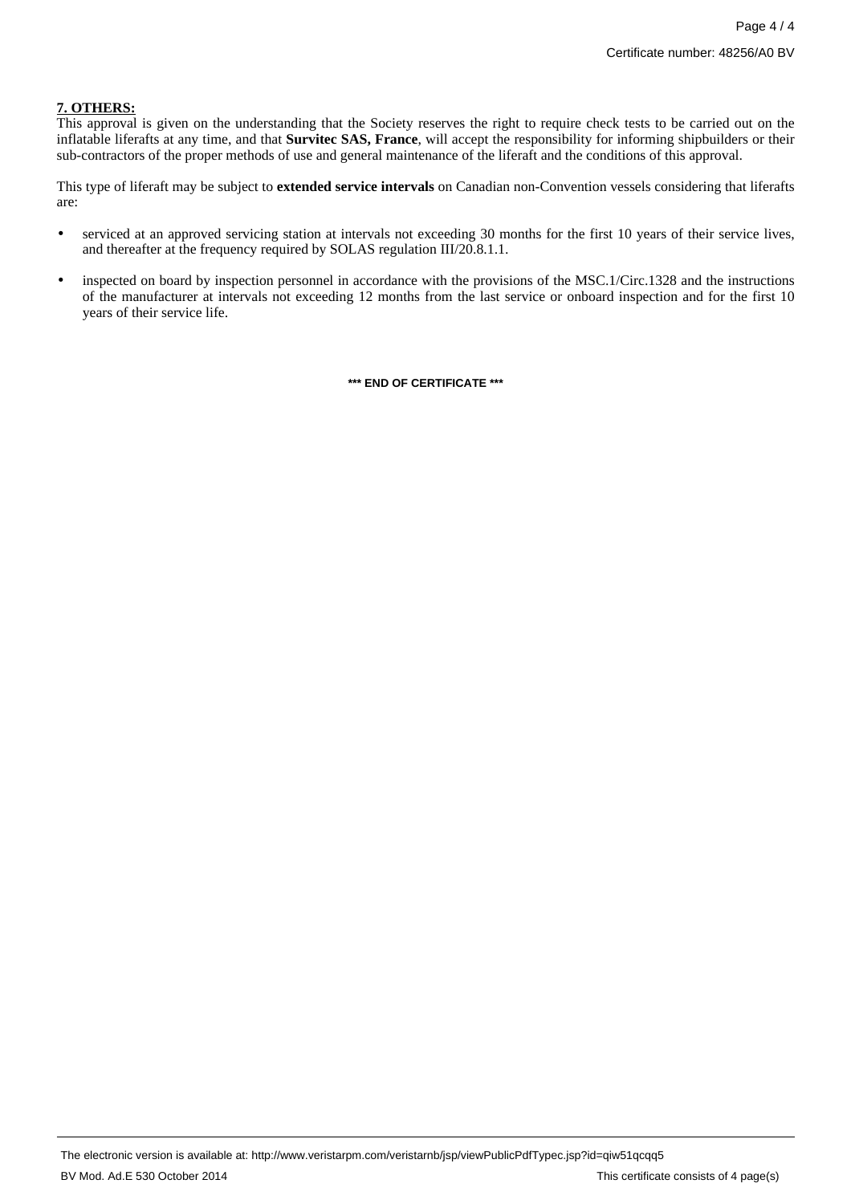## 7. OTHERS:

This approval is given on the understanding that the Society reserves the right to require check tests to be carried out on the inflatable liferafts at any time, and that **Survitec SAS, France**, will accept the responsibility for informing shipbuilders or their sub-contractors of the proper methods of use and general maintenance of the liferaft and the conditions of this approval.

This type of liferaft may be subject to **extended service intervals** on Canadian non-Convention vessels considering that liferafts are:

- serviced at an approved servicing station at intervals not exceeding 30 months for the first 10 years of their service lives, and thereafter at the frequency required by SOLAS regulation III/20.8.1.1.
- inspected on board by inspection personnel in accordance with the provisions of the MSC.1/Circ.1328 and the instructions of the manufacturer at intervals not exceeding 12 months from the last service or onboard inspection and for the first 10 years of their service life.

**\*\*\* END OF CERTIFICATE \*\*\***